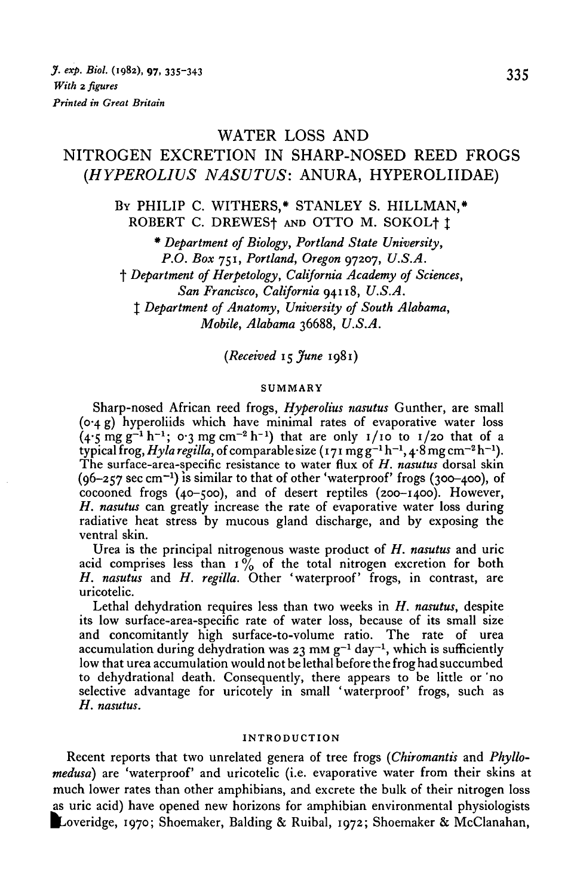# WATER LOSS AND NITROGEN EXCRETION IN SHARP-NOSED REED FROGS (*HYPEROLIUS NASUTUS*: ANURA, HYPEROLIIDAE)

By PHILIP C. WITHERS,* STANLEY S. HILLMAN,* ROBERT C. DREWES† AND OTTO M. SOKOL† ‡

\* *Department of Biology, Portland State University, P.O. Box 751, Portland, Oregon 97207, U.S.A.*

† *Department of Herpetology, California Academy of Sciences, San Francisco, California 94118, U.S.A.*

‡ *Department of Anatomy, University of South Alabama, Mobile, Alabama 36688, U.S.A.*

(*Received 15 June 1981*)

## SUMMARY

Sharp-nosed African reed frogs, *Hyperolius nasutus* Gunther, are small (0·4 g) hyperoliids which have minimal rates of evaporative water loss (4·5 mg $g^{-1}$ $h^{-1}$; 0·3 mg $cm^{-2}$ $h^{-1}$) that are only 1/10 to 1/20 that of a typical frog, *Hyla regilla*, of comparable size (171 mg $g^{-1}$ $h^{-1}$, 4·8 mg $cm^{-2}$ $h^{-1}$). The surface-area-specific resistance to water flux of *H. nasutus* dorsal skin (96–257 sec $cm^{-1}$) is similar to that of other 'waterproof' frogs (300–400), of cocooned frogs (40–500), and of desert reptiles (200–1400). However, *H. nasutus* can greatly increase the rate of evaporative water loss during radiative heat stress by mucous gland discharge, and by exposing the ventral skin.

Urea is the principal nitrogenous waste product of *H. nasutus* and uric acid comprises less than 1% of the total nitrogen excretion for both *H. nasutus* and *H. regilla*. Other 'waterproof' frogs, in contrast, are uricotelic.

Lethal dehydration requires less than two weeks in *H. nasutus*, despite its low surface-area-specific rate of water loss, because of its small size and concomitantly high surface-to-volume ratio. The rate of urea accumulation during dehydration was 23 mM $g^{-1}$ $day^{-1}$, which is sufficiently low that urea accumulation would not be lethal before the frog had succumbed to dehydrational death. Consequently, there appears to be little or no selective advantage for uricotely in small 'waterproof' frogs, such as *H. nasutus*.

## INTRODUCTION

Recent reports that two unrelated genera of tree frogs (*Chiromantis* and *Phyllomedusa*) are 'waterproof' and uricotelic (i.e. evaporative water from their skins at much lower rates than other amphibians, and excrete the bulk of their nitrogen loss as uric acid) have opened new horizons for amphibian environmental physiologists (Loveridge, 1970; Shoemaker, Balding & Ruibal, 1972; Shoemaker & McClanahan,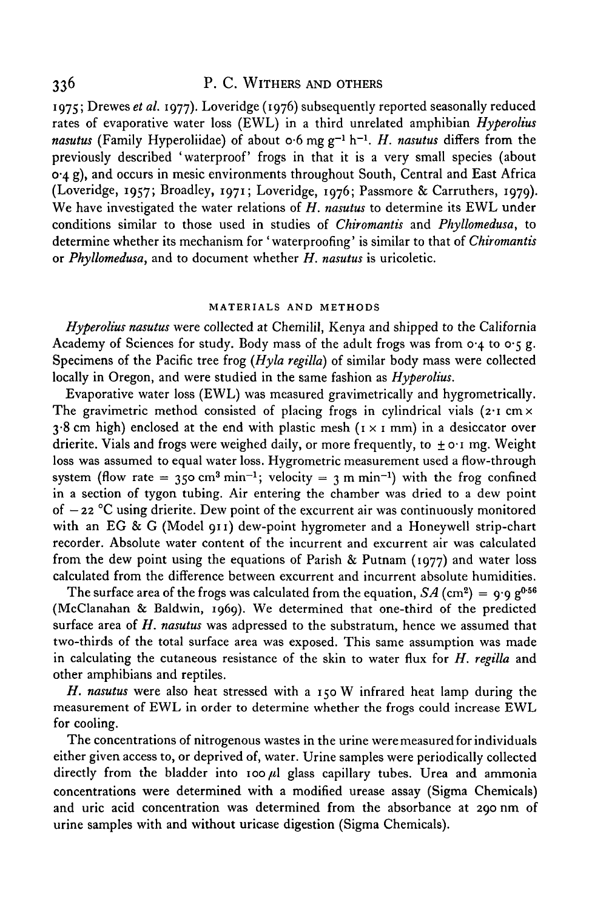1975; Drewes *et al.* 1977). Loveridge (1976) subsequently reported seasonally reduced rates of evaporative water loss (EWL) in a third unrelated amphibian *Hyperolius nasutus* (Family Hyperoliidae) of about 0·6 mg $g^{-1}$ $h^{-1}$. *H. nasutus* differs from the previously described 'waterproof' frogs in that it is a very small species (about 0·4 g), and occurs in mesic environments throughout South, Central and East Africa (Loveridge, 1957; Broadley, 1971; Loveridge, 1976; Passmore & Carruthers, 1979). We have investigated the water relations of *H. nasutus* to determine its EWL under conditions similar to those used in studies of *Chiromantis* and *Phyllomedusa*, to determine whether its mechanism for 'waterproofing' is similar to that of *Chiromantis* or *Phyllomedusa*, and to document whether *H. nasutus* is uricoletic.

## MATERIALS AND METHODS

*Hyperolius nasutus* were collected at Chemilil, Kenya and shipped to the California Academy of Sciences for study. Body mass of the adult frogs was from 0·4 to 0·5 g. Specimens of the Pacific tree frog (*Hyla regilla*) of similar body mass were collected locally in Oregon, and were studied in the same fashion as *Hyperolius*.

Evaporative water loss (EWL) was measured gravimetrically and hygrometrically. The gravimetric method consisted of placing frogs in cylindrical vials (2·1 cm × 3·8 cm high) enclosed at the end with plastic mesh (1 × 1 mm) in a desiccator over drierite. Vials and frogs were weighed daily, or more frequently, to ± 0·1 mg. Weight loss was assumed to equal water loss. Hygrometric measurement used a flow-through system (flow rate = 350 $cm^3$ $min^{-1}$; velocity = 3 m $min^{-1}$) with the frog confined in a section of tygon tubing. Air entering the chamber was dried to a dew point of −22 °C using drierite. Dew point of the excurrent air was continuously monitored with an EG & G (Model 911) dew-point hygrometer and a Honeywell strip-chart recorder. Absolute water content of the incurrent and excurrent air was calculated from the dew point using the equations of Parish & Putnam (1977) and water loss calculated from the difference between excurrent and incurrent absolute humidities.

The surface area of the frogs was calculated from the equation, $SA$ ($cm^2$) = 9·9 $g^{0.56}$ (McClanahan & Baldwin, 1969). We determined that one-third of the predicted surface area of *H. nasutus* was adpressed to the substratum, hence we assumed that two-thirds of the total surface area was exposed. This same assumption was made in calculating the cutaneous resistance of the skin to water flux for *H. regilla* and other amphibians and reptiles.

*H. nasutus* were also heat stressed with a 150 W infrared heat lamp during the measurement of EWL in order to determine whether the frogs could increase EWL for cooling.

The concentrations of nitrogenous wastes in the urine were measured for individuals either given access to, or deprived of, water. Urine samples were periodically collected directly from the bladder into 100 $\mu$l glass capillary tubes. Urea and ammonia concentrations were determined with a modified urease assay (Sigma Chemicals) and uric acid concentration was determined from the absorbance at 290 nm of urine samples with and without uricase digestion (Sigma Chemicals).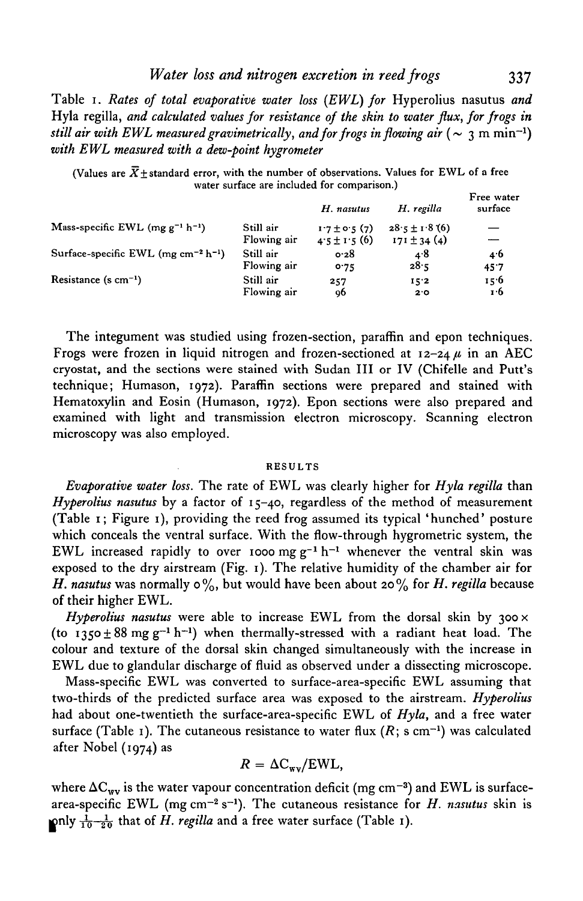Table 1. *Rates of total evaporative water loss (EWL) for* Hyperolius nasutus *and* Hyla regilla, *and calculated values for resistance of the skin to water flux, for frogs in still air with EWL measured gravimetrically, and for frogs in flowing air* ($\sim$ 3 m min$^{-1}$) *with EWL measured with a dew-point hygrometer*

(Values are $\bar{X} \pm$ standard error, with the number of observations. Values for EWL of a free water surface are included for comparison.)

| | | *H. nasutus* | *H. regilla* | Free water surface |
|---|---|---|---|---|
| Mass-specific EWL (mg g$^{-1}$ h$^{-1}$) | Still air | 1·7 ± 0·5 (7) | 28·5 ± 1·8 (6) | — |
| | Flowing air | 4·5 ± 1·5 (6) | 171 ± 34 (4) | — |
| Surface-specific EWL (mg cm$^{-2}$ h$^{-1}$) | Still air | 0·28 | 4·8 | 4·6 |
| | Flowing air | 0·75 | 28·5 | 45·7 |
| Resistance (s cm$^{-1}$) | Still air | 257 | 15·2 | 15·6 |
| | Flowing air | 96 | 2·0 | 1·6 |

The integument was studied using frozen-section, paraffin and epon techniques. Frogs were frozen in liquid nitrogen and frozen-sectioned at 12–24 $\mu$ in an AEC cryostat, and the sections were stained with Sudan III or IV (Chifelle and Putt's technique; Humason, 1972). Paraffin sections were prepared and stained with Hematoxylin and Eosin (Humason, 1972). Epon sections were also prepared and examined with light and transmission electron microscopy. Scanning electron microscopy was also employed.

## RESULTS

*Evaporative water loss.* The rate of EWL was clearly higher for *Hyla regilla* than *Hyperolius nasutus* by a factor of 15–40, regardless of the method of measurement (Table 1; Figure 1), providing the reed frog assumed its typical 'hunched' posture which conceals the ventral surface. With the flow-through hygrometric system, the EWL increased rapidly to over 1000 mg g$^{-1}$ h$^{-1}$ whenever the ventral skin was exposed to the dry airstream (Fig. 1). The relative humidity of the chamber air for *H. nasutus* was normally 0%, but would have been about 20% for *H. regilla* because of their higher EWL.

*Hyperolius nasutus* were able to increase EWL from the dorsal skin by 300× (to 1350 ± 88 mg g$^{-1}$ h$^{-1}$) when thermally-stressed with a radiant heat load. The colour and texture of the dorsal skin changed simultaneously with the increase in EWL due to glandular discharge of fluid as observed under a dissecting microscope.

Mass-specific EWL was converted to surface-area-specific EWL assuming that two-thirds of the predicted surface area was exposed to the airstream. *Hyperolius* had about one-twentieth the surface-area-specific EWL of *Hyla*, and a free water surface (Table 1). The cutaneous resistance to water flux ($R$; s cm$^{-1}$) was calculated after Nobel (1974) as

$$R = \Delta C_{wv}/\text{EWL},$$

where $\Delta C_{wv}$ is the water vapour concentration deficit (mg cm$^{-3}$) and EWL is surface-area-specific EWL (mg cm$^{-2}$ s$^{-1}$). The cutaneous resistance for *H. nasutus* skin is only $\frac{1}{10}$–$\frac{1}{20}$ that of *H. regilla* and a free water surface (Table 1).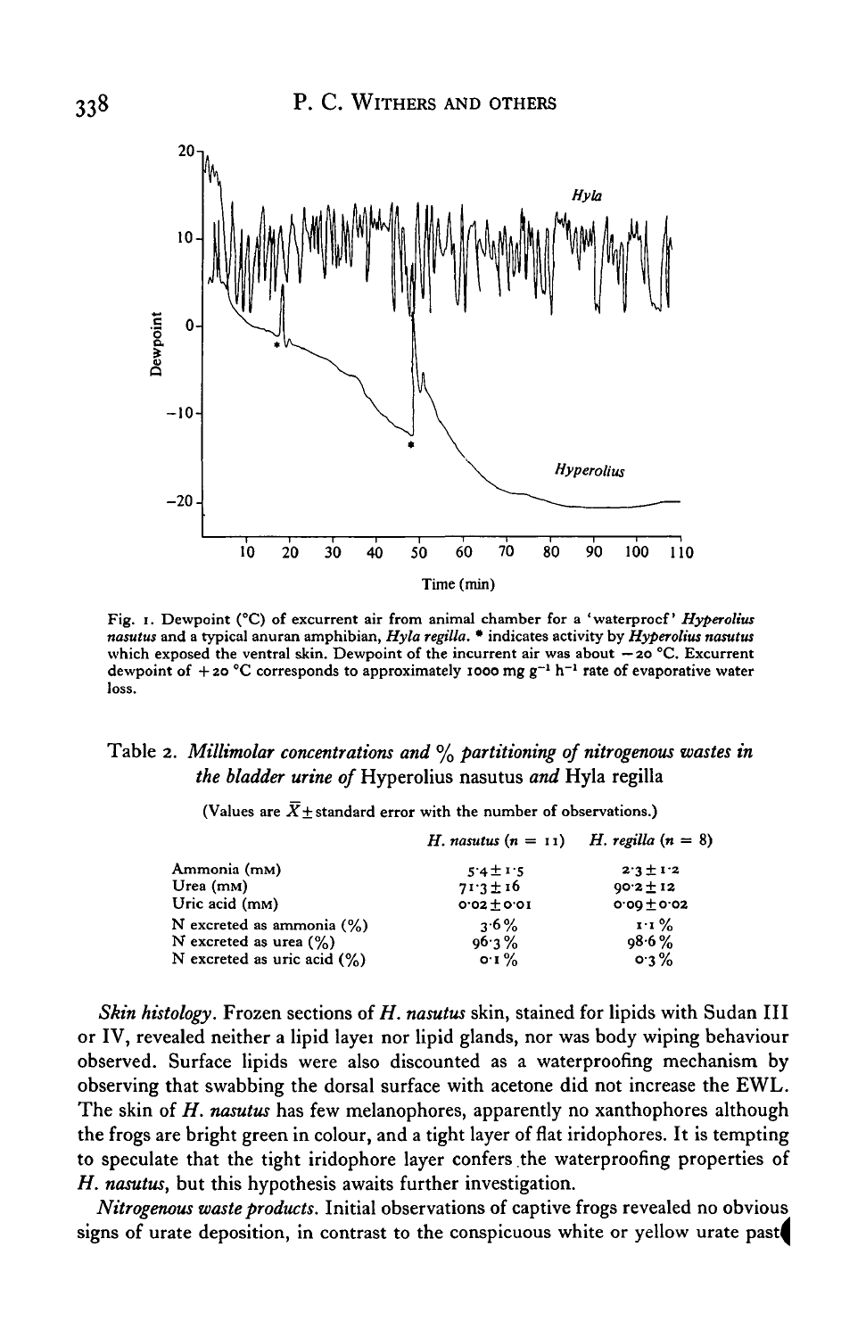Fig. 1. Dewpoint (°C) of excurrent air from animal chamber for a 'waterproof' *Hyperolius nasutus* and a typical anuran amphibian, *Hyla regilla*. * indicates activity by *Hyperolius nasutus* which exposed the ventral skin. Dewpoint of the incurrent air was about −20 °C. Excurrent dewpoint of +20 °C corresponds to approximately 1000 mg $g^{-1}$ $h^{-1}$ rate of evaporative water loss.

Table 2. *Millimolar concentrations and % partitioning of nitrogenous wastes in the bladder urine of* Hyperolius nasutus *and* Hyla regilla

(Values are $\bar{X}$ ± standard error with the number of observations.)

| | *H. nasutus* (n = 11) | *H. regilla* (n = 8) |
|---|---|---|
| Ammonia (mM) | 5·4 ± 1·5 | 2·3 ± 1·2 |
| Urea (mM) | 71·3 ± 16 | 90·2 ± 12 |
| Uric acid (mM) | 0·02 ± 0·01 | 0·09 ± 0·02 |
| N excreted as ammonia (%) | 3·6 % | 1·1 % |
| N excreted as urea (%) | 96·3 % | 98·6 % |
| N excreted as uric acid (%) | 0·1 % | 0·3 % |

*Skin histology.* Frozen sections of *H. nasutus* skin, stained for lipids with Sudan III or IV, revealed neither a lipid layer nor lipid glands, nor was body wiping behaviour observed. Surface lipids were also discounted as a waterproofing mechanism by observing that swabbing the dorsal surface with acetone did not increase the EWL. The skin of *H. nasutus* has few melanophores, apparently no xanthophores although the frogs are bright green in colour, and a tight layer of flat iridophores. It is tempting to speculate that the tight iridophore layer confers the waterproofing properties of *H. nasutus*, but this hypothesis awaits further investigation.

*Nitrogenous waste products.* Initial observations of captive frogs revealed no obvious signs of urate deposition, in contrast to the conspicuous white or yellow urate paste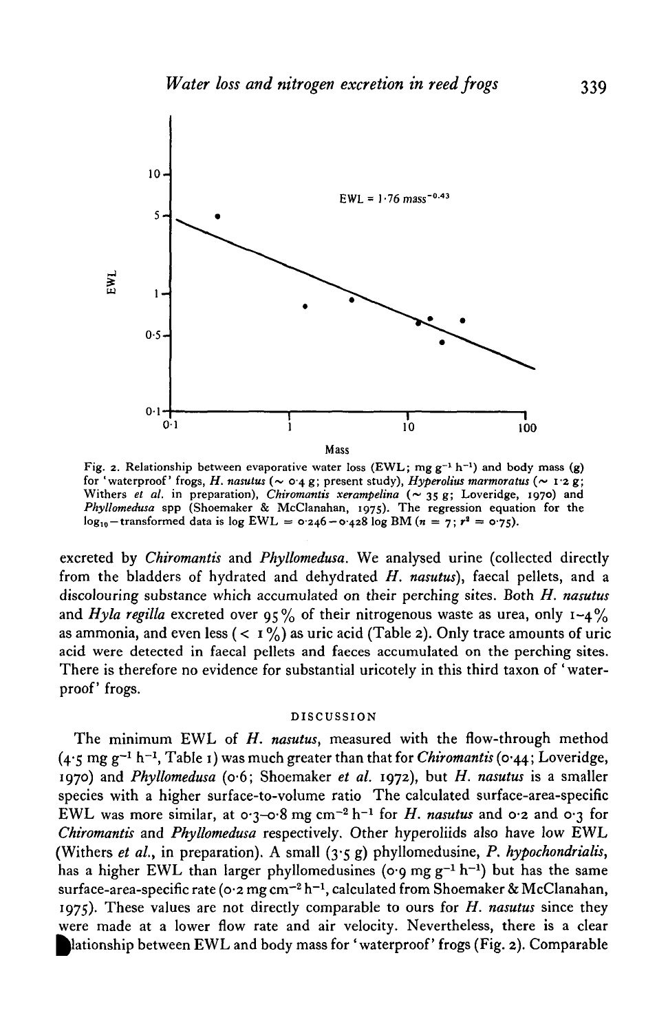Fig. 2. Relationship between evaporative water loss (EWL; mg $g^{-1}$ $h^{-1}$) and body mass (g) for 'waterproof' frogs, *H. nasutus* (~ 0·4 g; present study), *Hyperolius marmoratus* (~ 1·2 g; Withers *et al.* in preparation), *Chiromantis xerampelina* (~ 35 g; Loveridge, 1970) and *Phyllomedusa* spp (Shoemaker & McClanahan, 1975). The regression equation for the $\log_{10}$-transformed data is log EWL = 0·246 − 0·428 log BM ($n$ = 7; $r^2$ = 0·75).

excreted by *Chiromantis* and *Phyllomedusa*. We analysed urine (collected directly from the bladders of hydrated and dehydrated *H. nasutus*), faecal pellets, and a discolouring substance which accumulated on their perching sites. Both *H. nasutus* and *Hyla regilla* excreted over 95% of their nitrogenous waste as urea, only 1–4% as ammonia, and even less (< 1%) as uric acid (Table 2). Only trace amounts of uric acid were detected in faecal pellets and faeces accumulated on the perching sites. There is therefore no evidence for substantial uricotely in this third taxon of 'waterproof' frogs.

## DISCUSSION

The minimum EWL of *H. nasutus*, measured with the flow-through method (4·5 mg $g^{-1}$ $h^{-1}$, Table 1) was much greater than that for *Chiromantis* (0·44; Loveridge, 1970) and *Phyllomedusa* (0·6; Shoemaker *et al.* 1972), but *H. nasutus* is a smaller species with a higher surface-to-volume ratio The calculated surface-area-specific EWL was more similar, at 0·3–0·8 mg $cm^{-2}$ $h^{-1}$ for *H. nasutus* and 0·2 and 0·3 for *Chiromantis* and *Phyllomedusa* respectively. Other hyperoliids also have low EWL (Withers *et al.*, in preparation). A small (3·5 g) phyllomedusine, *P. hypochondrialis*, has a higher EWL than larger phyllomedusines (0·9 mg $g^{-1}$ $h^{-1}$) but has the same surface-area-specific rate (0·2 mg $cm^{-2}$ $h^{-1}$, calculated from Shoemaker & McClanahan, 1975). These values are not directly comparable to ours for *H. nasutus* since they were made at a lower flow rate and air velocity. Nevertheless, there is a clear relationship between EWL and body mass for 'waterproof' frogs (Fig. 2). Comparable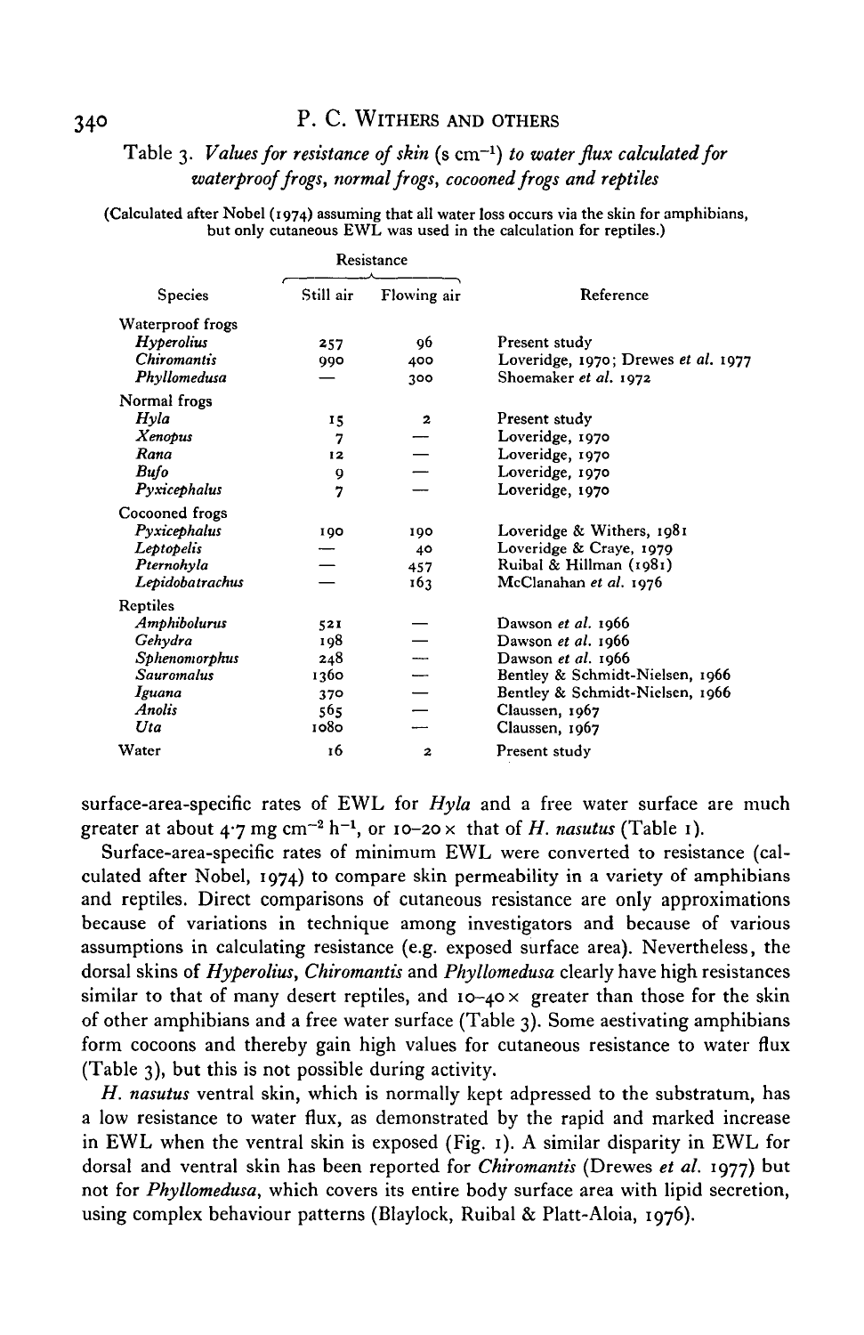Table 3. *Values for resistance of skin* (s cm$^{-1}$) *to water flux calculated for waterproof frogs, normal frogs, cocooned frogs and reptiles*

(Calculated after Nobel (1974) assuming that all water loss occurs via the skin for amphibians, but only cutaneous EWL was used in the calculation for reptiles.)

| Species | Resistance | | Reference |
|---|---|---|---|
| | Still air | Flowing air | |
| Waterproof frogs | | | |
| *Hyperolius* | 257 | 96 | Present study |
| *Chiromantis* | 990 | 400 | Loveridge, 1970; Drewes *et al.* 1977 |
| *Phyllomedusa* | — | 300 | Shoemaker *et al.* 1972 |
| Normal frogs | | | |
| *Hyla* | 15 | 2 | Present study |
| *Xenopus* | 7 | — | Loveridge, 1970 |
| *Rana* | 12 | — | Loveridge, 1970 |
| *Bufo* | 9 | — | Loveridge, 1970 |
| *Pyxicephalus* | 7 | — | Loveridge, 1970 |
| Cocooned frogs | | | |
| *Pyxicephalus* | 190 | 190 | Loveridge & Withers, 1981 |
| *Leptopelis* | — | 40 | Loveridge & Craye, 1979 |
| *Pternohyla* | — | 457 | Ruibal & Hillman (1981) |
| *Lepidobatrachus* | — | 163 | McClanahan *et al.* 1976 |
| Reptiles | | | |
| *Amphibolurus* | 521 | — | Dawson *et al.* 1966 |
| *Gehydra* | 198 | — | Dawson *et al.* 1966 |
| *Sphenomorphus* | 248 | — | Dawson *et al.* 1966 |
| *Sauromalus* | 1360 | — | Bentley & Schmidt-Nielsen, 1966 |
| *Iguana* | 370 | — | Bentley & Schmidt-Nielsen, 1966 |
| *Anolis* | 565 | — | Claussen, 1967 |
| *Uta* | 1080 | — | Claussen, 1967 |
| Water | 16 | 2 | Present study |

surface-area-specific rates of EWL for *Hyla* and a free water surface are much greater at about 4·7 mg cm$^{-2}$ h$^{-1}$, or 10–20× that of *H. nasutus* (Table 1).

Surface-area-specific rates of minimum EWL were converted to resistance (calculated after Nobel, 1974) to compare skin permeability in a variety of amphibians and reptiles. Direct comparisons of cutaneous resistance are only approximations because of variations in technique among investigators and because of various assumptions in calculating resistance (e.g. exposed surface area). Nevertheless, the dorsal skins of *Hyperolius*, *Chiromantis* and *Phyllomedusa* clearly have high resistances similar to that of many desert reptiles, and 10–40× greater than those for the skin of other amphibians and a free water surface (Table 3). Some aestivating amphibians form cocoons and thereby gain high values for cutaneous resistance to water flux (Table 3), but this is not possible during activity.

*H. nasutus* ventral skin, which is normally kept adpressed to the substratum, has a low resistance to water flux, as demonstrated by the rapid and marked increase in EWL when the ventral skin is exposed (Fig. 1). A similar disparity in EWL for dorsal and ventral skin has been reported for *Chiromantis* (Drewes *et al.* 1977) but not for *Phyllomedusa*, which covers its entire body surface area with lipid secretion, using complex behaviour patterns (Blaylock, Ruibal & Platt-Aloia, 1976).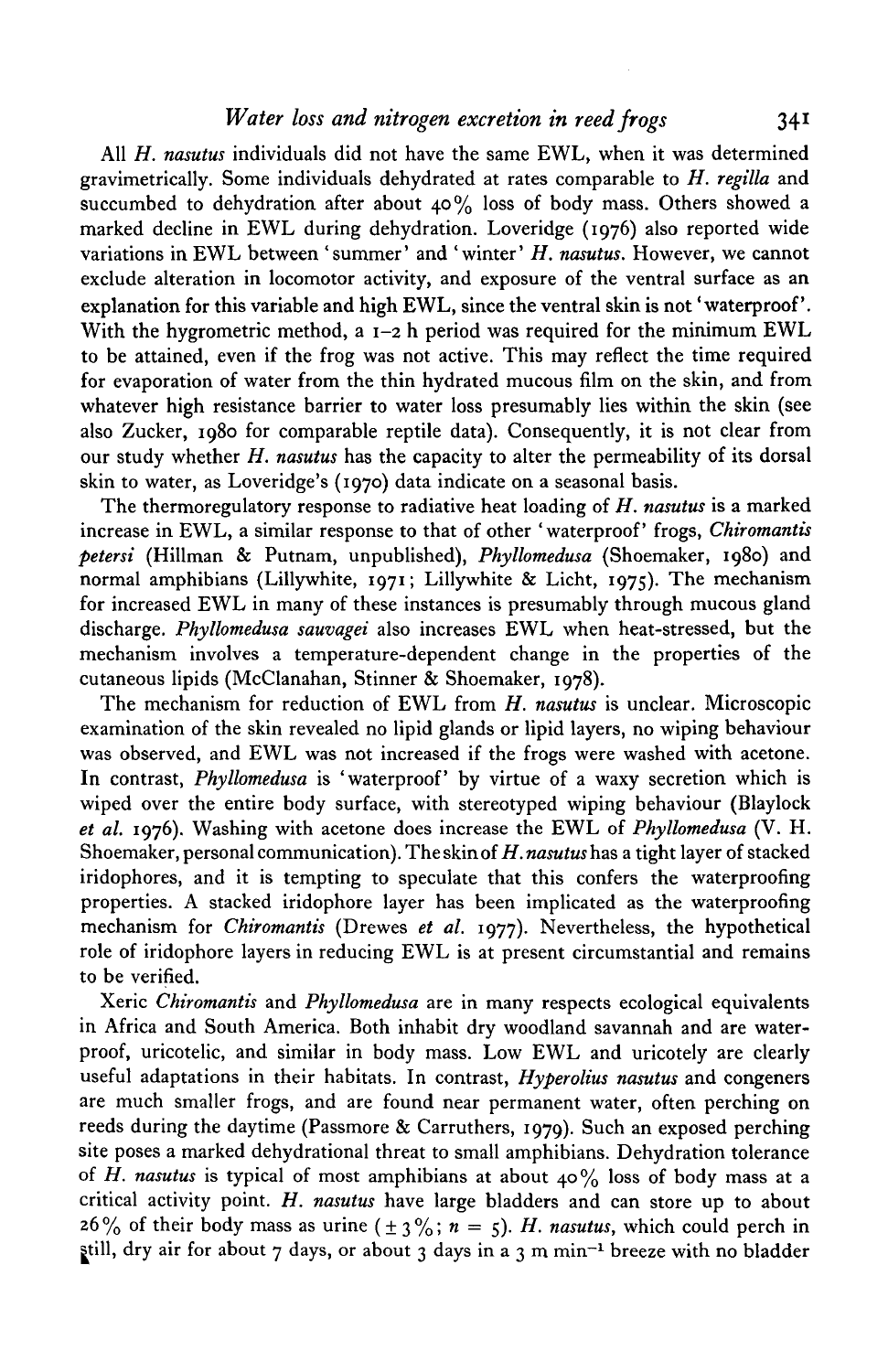All *H. nasutus* individuals did not have the same EWL, when it was determined gravimetrically. Some individuals dehydrated at rates comparable to *H. regilla* and succumbed to dehydration after about 40% loss of body mass. Others showed a marked decline in EWL during dehydration. Loveridge (1976) also reported wide variations in EWL between 'summer' and 'winter' *H. nasutus*. However, we cannot exclude alteration in locomotor activity, and exposure of the ventral surface as an explanation for this variable and high EWL, since the ventral skin is not 'waterproof'. With the hygrometric method, a 1–2 h period was required for the minimum EWL to be attained, even if the frog was not active. This may reflect the time required for evaporation of water from the thin hydrated mucous film on the skin, and from whatever high resistance barrier to water loss presumably lies within the skin (see also Zucker, 1980 for comparable reptile data). Consequently, it is not clear from our study whether *H. nasutus* has the capacity to alter the permeability of its dorsal skin to water, as Loveridge's (1970) data indicate on a seasonal basis.

The thermoregulatory response to radiative heat loading of *H. nasutus* is a marked increase in EWL, a similar response to that of other 'waterproof' frogs, *Chiromantis petersi* (Hillman & Putnam, unpublished), *Phyllomedusa* (Shoemaker, 1980) and normal amphibians (Lillywhite, 1971; Lillywhite & Licht, 1975). The mechanism for increased EWL in many of these instances is presumably through mucous gland discharge. *Phyllomedusa sauvagei* also increases EWL when heat-stressed, but the mechanism involves a temperature-dependent change in the properties of the cutaneous lipids (McClanahan, Stinner & Shoemaker, 1978).

The mechanism for reduction of EWL from *H. nasutus* is unclear. Microscopic examination of the skin revealed no lipid glands or lipid layers, no wiping behaviour was observed, and EWL was not increased if the frogs were washed with acetone. In contrast, *Phyllomedusa* is 'waterproof' by virtue of a waxy secretion which is wiped over the entire body surface, with stereotyped wiping behaviour (Blaylock *et al.* 1976). Washing with acetone does increase the EWL of *Phyllomedusa* (V. H. Shoemaker, personal communication). The skin of *H. nasutus* has a tight layer of stacked iridophores, and it is tempting to speculate that this confers the waterproofing properties. A stacked iridophore layer has been implicated as the waterproofing mechanism for *Chiromantis* (Drewes *et al.* 1977). Nevertheless, the hypothetical role of iridophore layers in reducing EWL is at present circumstantial and remains to be verified.

Xeric *Chiromantis* and *Phyllomedusa* are in many respects ecological equivalents in Africa and South America. Both inhabit dry woodland savannah and are waterproof, uricotelic, and similar in body mass. Low EWL and uricotely are clearly useful adaptations in their habitats. In contrast, *Hyperolius nasutus* and congeners are much smaller frogs, and are found near permanent water, often perching on reeds during the daytime (Passmore & Carruthers, 1979). Such an exposed perching site poses a marked dehydrational threat to small amphibians. Dehydration tolerance of *H. nasutus* is typical of most amphibians at about 40% loss of body mass at a critical activity point. *H. nasutus* have large bladders and can store up to about 26% of their body mass as urine (±3%; $n = 5$). *H. nasutus*, which could perch in still, dry air for about 7 days, or about 3 days in a 3 m $min^{-1}$ breeze with no bladder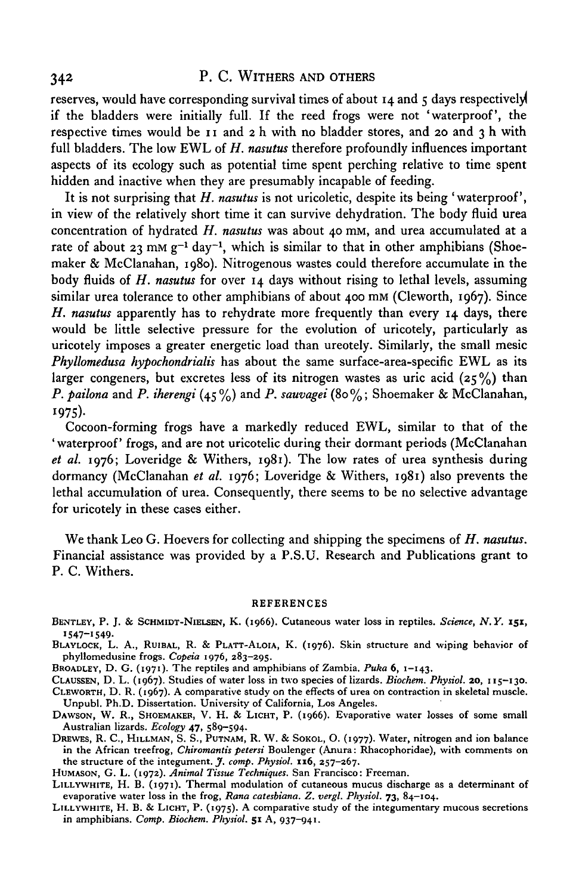reserves, would have corresponding survival times of about 14 and 5 days respectively if the bladders were initially full. If the reed frogs were not 'waterproof', the respective times would be 11 and 2 h with no bladder stores, and 20 and 3 h with full bladders. The low EWL of *H. nasutus* therefore profoundly influences important aspects of its ecology such as potential time spent perching relative to time spent hidden and inactive when they are presumably incapable of feeding.

It is not surprising that *H. nasutus* is not uricoletic, despite its being 'waterproof', in view of the relatively short time it can survive dehydration. The body fluid urea concentration of hydrated *H. nasutus* was about 40 mM, and urea accumulated at a rate of about 23 mM $g^{-1}$ $day^{-1}$, which is similar to that in other amphibians (Shoemaker & McClanahan, 1980). Nitrogenous wastes could therefore accumulate in the body fluids of *H. nasutus* for over 14 days without rising to lethal levels, assuming similar urea tolerance to other amphibians of about 400 mM (Cleworth, 1967). Since *H. nasutus* apparently has to rehydrate more frequently than every 14 days, there would be little selective pressure for the evolution of uricotely, particularly as uricotely imposes a greater energetic load than ureotely. Similarly, the small mesic *Phyllomedusa hypochondrialis* has about the same surface-area-specific EWL as its larger congeners, but excretes less of its nitrogen wastes as uric acid (25%) than *P. pailona* and *P. iherengi* (45%) and *P. sauvagei* (80%; Shoemaker & McClanahan, 1975).

Cocoon-forming frogs have a markedly reduced EWL, similar to that of the 'waterproof' frogs, and are not uricotelic during their dormant periods (McClanahan *et al.* 1976; Loveridge & Withers, 1981). The low rates of urea synthesis during dormancy (McClanahan *et al.* 1976; Loveridge & Withers, 1981) also prevents the lethal accumulation of urea. Consequently, there seems to be no selective advantage for uricotely in these cases either.

We thank Leo G. Hoevers for collecting and shipping the specimens of *H. nasutus*. Financial assistance was provided by a P.S.U. Research and Publications grant to P. C. Withers.

## REFERENCES

BENTLEY, P. J. & SCHMIDT-NIELSEN, K. (1966). Cutaneous water loss in reptiles. *Science, N.Y.* **151**, 1547–1549.

BLAYLOCK, L. A., RUIBAL, R. & PLATT-ALOIA, K. (1976). Skin structure and wiping behavior of phyllomedusine frogs. *Copeia* 1976, 283–295.

BROADLEY, D. G. (1971). The reptiles and amphibians of Zambia. *Puka* **6**, 1–143.

CLAUSSEN, D. L. (1967). Studies of water loss in two species of lizards. *Biochem. Physiol.* **20**, 115–130.

CLEWORTH, D. R. (1967). A comparative study on the effects of urea on contraction in skeletal muscle. Unpubl. Ph.D. Dissertation. University of California, Los Angeles.

DAWSON, W. R., SHOEMAKER, V. H. & LICHT, P. (1966). Evaporative water losses of some small Australian lizards. *Ecology* **47**, 589–594.

DREWES, R. C., HILLMAN, S. S., PUTNAM, R. W. & SOKOL, O. (1977). Water, nitrogen and ion balance in the African treefrog, *Chiromantis petersi* Boulenger (Anura: Rhacophoridae), with comments on the structure of the integument. *J. comp. Physiol.* **116**, 257–267.

HUMASON, G. L. (1972). *Animal Tissue Techniques*. San Francisco: Freeman.

LILLYWHITE, H. B. (1971). Thermal modulation of cutaneous mucus discharge as a determinant of evaporative water loss in the frog, *Rana catesbiana*. *Z. vergl. Physiol.* **73**, 84–104.

LILLYWHITE, H. B. & LICHT, P. (1975). A comparative study of the integumentary mucous secretions in amphibians. *Comp. Biochem. Physiol.* **51** A, 937–941.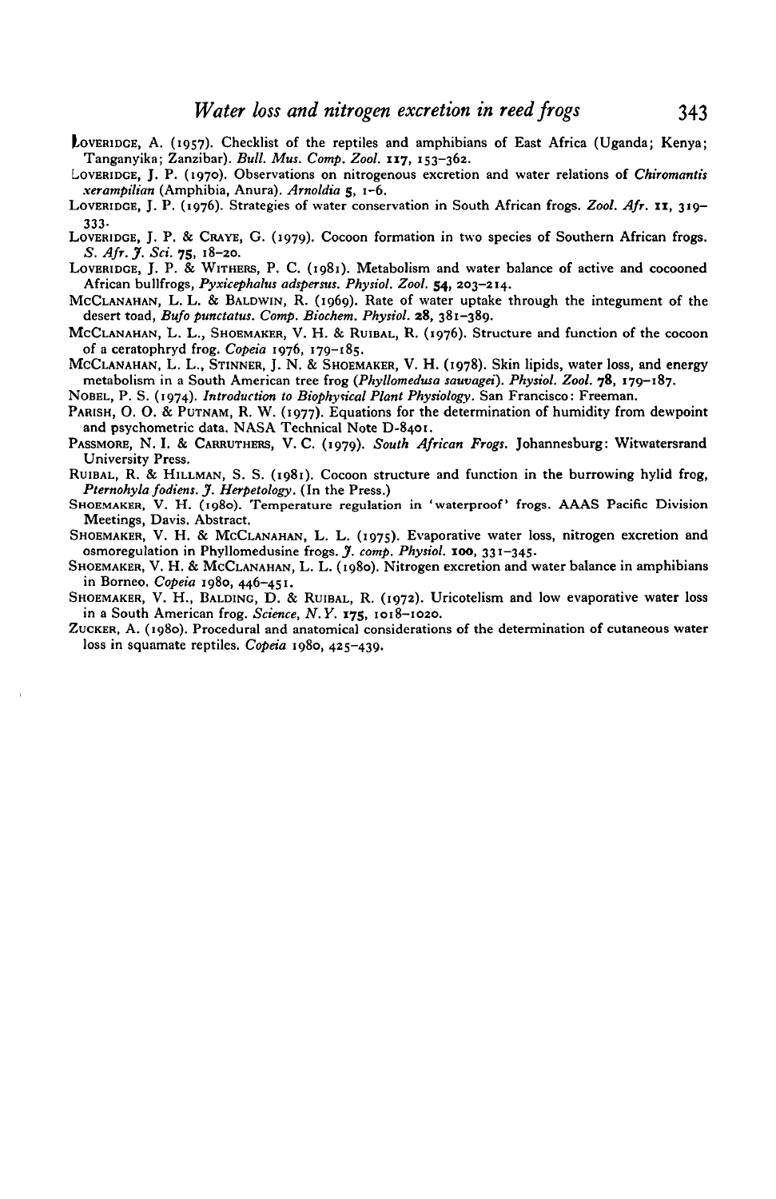LOVERIDGE, A. (1957). Checklist of the reptiles and amphibians of East Africa (Uganda; Kenya; Tanganyika; Zanzibar). *Bull. Mus. Comp. Zool.* **117**, 153–362.

LOVERIDGE, J. P. (1970). Observations on nitrogenous excretion and water relations of *Chiromantis xerampilian* (Amphibia, Anura). *Arnoldia* **5**, 1–6.

LOVERIDGE, J. P. (1976). Strategies of water conservation in South African frogs. *Zool. Afr.* **11**, 319–333.

LOVERIDGE, J. P. & CRAYE, G. (1979). Cocoon formation in two species of Southern African frogs. *S. Afr. J. Sci.* **75**, 18–20.

LOVERIDGE, J. P. & WITHERS, P. C. (1981). Metabolism and water balance of active and cocooned African bullfrogs, *Pyxicephalus adspersus*. *Physiol. Zool.* **54**, 203–214.

MCCLANAHAN, L. L. & BALDWIN, R. (1969). Rate of water uptake through the integument of the desert toad, *Bufo punctatus*. *Comp. Biochem. Physiol.* **28**, 381–389.

MCCLANAHAN, L. L., SHOEMAKER, V. H. & RUIBAL, R. (1976). Structure and function of the cocoon of a ceratophryd frog. *Copeia* 1976, 179–185.

MCCLANAHAN, L. L., STINNER, J. N. & SHOEMAKER, V. H. (1978). Skin lipids, water loss, and energy metabolism in a South American tree frog (*Phyllomedusa sauvagei*). *Physiol. Zool.* **78**, 179–187.

NOBEL, P. S. (1974). *Introduction to Biophysical Plant Physiology*. San Francisco: Freeman.

PARISH, O. O. & PUTNAM, R. W. (1977). Equations for the determination of humidity from dewpoint and psychometric data. NASA Technical Note D-8401.

PASSMORE, N. I. & CARRUTHERS, V. C. (1979). *South African Frogs*. Johannesburg: Witwatersrand University Press.

RUIBAL, R. & HILLMAN, S. S. (1981). Cocoon structure and function in the burrowing hylid frog, *Pternohyla fodiens*. *J. Herpetology*. (In the Press.)

SHOEMAKER, V. H. (1980). Temperature regulation in 'waterproof' frogs. AAAS Pacific Division Meetings, Davis. Abstract.

SHOEMAKER, V. H. & MCCLANAHAN, L. L. (1975). Evaporative water loss, nitrogen excretion and osmoregulation in Phyllomedusine frogs. *J. comp. Physiol.* **100**, 331–345.

SHOEMAKER, V. H. & MCCLANAHAN, L. L. (1980). Nitrogen excretion and water balance in amphibians in Borneo. *Copeia* 1980, 446–451.

SHOEMAKER, V. H., BALDING, D. & RUIBAL, R. (1972). Uricotelism and low evaporative water loss in a South American frog. *Science, N.Y.* **175**, 1018–1020.

ZUCKER, A. (1980). Procedural and anatomical considerations of the determination of cutaneous water loss in squamate reptiles. *Copeia* 1980, 425–439.